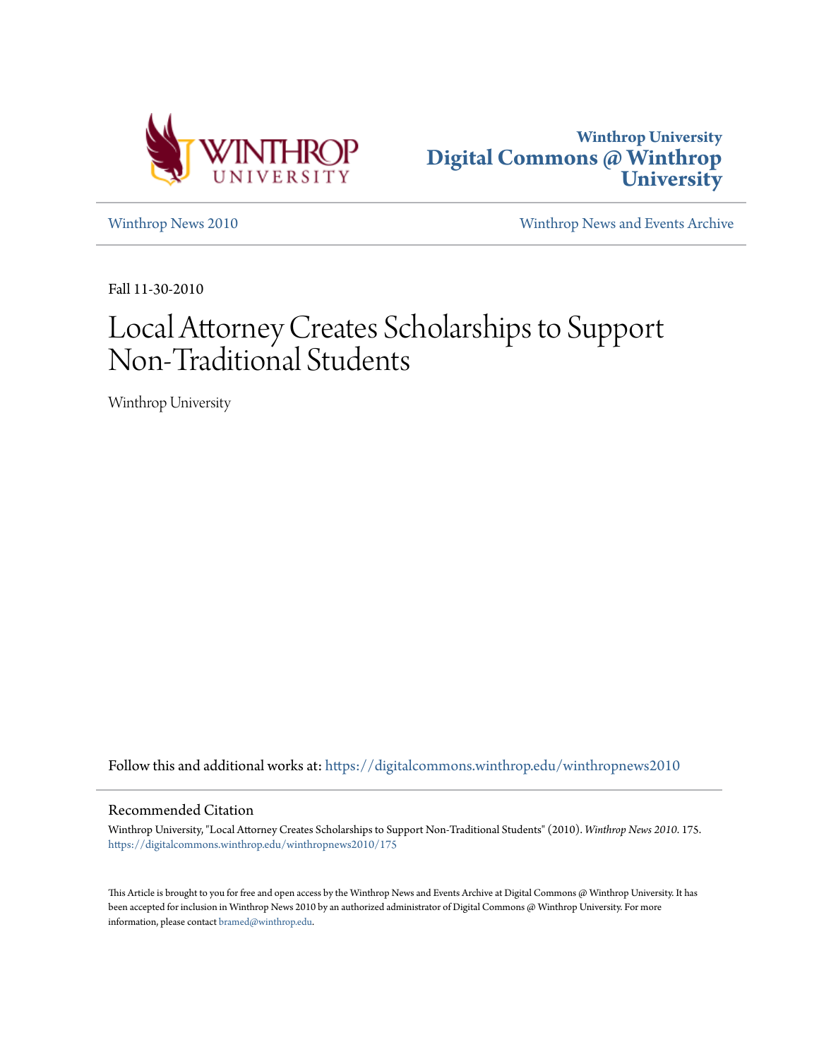Winthrop University
**Digital Commons @ Winthrop University**

Winthrop News 2010 | Winthrop News and Events Archive

Fall 11-30-2010

# Local Attorney Creates Scholarships to Support Non-Traditional Students

Winthrop University

Follow this and additional works at: https://digitalcommons.winthrop.edu/winthropnews2010

## Recommended Citation

Winthrop University, "Local Attorney Creates Scholarships to Support Non-Traditional Students" (2010). *Winthrop News 2010*. 175.
https://digitalcommons.winthrop.edu/winthropnews2010/175

This Article is brought to you for free and open access by the Winthrop News and Events Archive at Digital Commons @ Winthrop University. It has been accepted for inclusion in Winthrop News 2010 by an authorized administrator of Digital Commons @ Winthrop University. For more information, please contact bramed@winthrop.edu.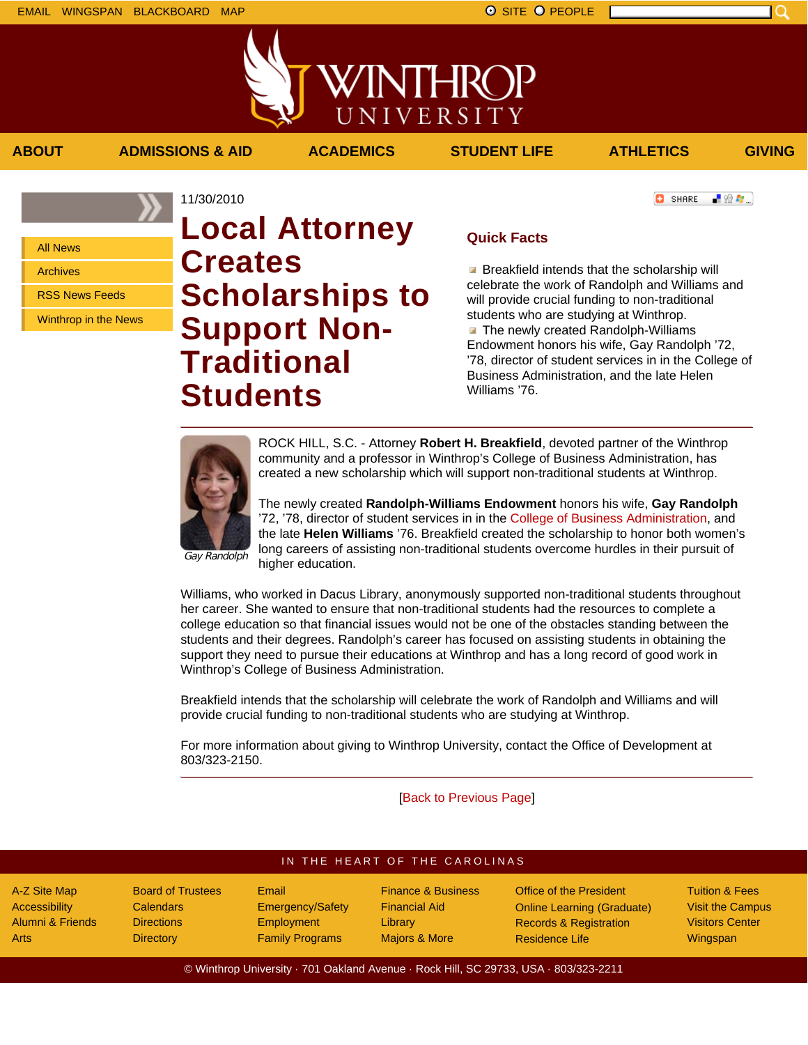EMAIL WINGSPAN BLACKBOARD MAP

SITE PEOPLE

WINTHROP UNIVERSITY

ABOUT | ADMISSIONS & AID | ACADEMICS | STUDENT LIFE | ATHLETICS | GIVING

- All News
- Archives
- RSS News Feeds
- Winthrop in the News

11/30/2010

SHARE

# Local Attorney Creates Scholarships to Support Non-Traditional Students

## Quick Facts

- Breakfield intends that the scholarship will celebrate the work of Randolph and Williams and will provide crucial funding to non-traditional students who are studying at Winthrop.
- The newly created Randolph-Williams Endowment honors his wife, Gay Randolph '72, '78, director of student services in in the College of Business Administration, and the late Helen Williams '76.

*Gay Randolph*

ROCK HILL, S.C. - Attorney **Robert H. Breakfield**, devoted partner of the Winthrop community and a professor in Winthrop's College of Business Administration, has created a new scholarship which will support non-traditional students at Winthrop.

The newly created **Randolph-Williams Endowment** honors his wife, **Gay Randolph** '72, '78, director of student services in in the College of Business Administration, and the late **Helen Williams** '76. Breakfield created the scholarship to honor both women's long careers of assisting non-traditional students overcome hurdles in their pursuit of higher education.

Williams, who worked in Dacus Library, anonymously supported non-traditional students throughout her career. She wanted to ensure that non-traditional students had the resources to complete a college education so that financial issues would not be one of the obstacles standing between the students and their degrees. Randolph's career has focused on assisting students in obtaining the support they need to pursue their educations at Winthrop and has a long record of good work in Winthrop's College of Business Administration.

Breakfield intends that the scholarship will celebrate the work of Randolph and Williams and will provide crucial funding to non-traditional students who are studying at Winthrop.

For more information about giving to Winthrop University, contact the Office of Development at 803/323-2150.

[Back to Previous Page]

IN THE HEART OF THE CAROLINAS

A-Z Site Map
Accessibility
Alumni & Friends
Arts
Board of Trustees
Calendars
Directions
Directory
Email
Emergency/Safety
Employment
Family Programs
Finance & Business
Financial Aid
Library
Majors & More
Office of the President
Online Learning (Graduate)
Records & Registration
Residence Life
Tuition & Fees
Visit the Campus
Visitors Center
Wingspan

© Winthrop University · 701 Oakland Avenue · Rock Hill, SC 29733, USA · 803/323-2211